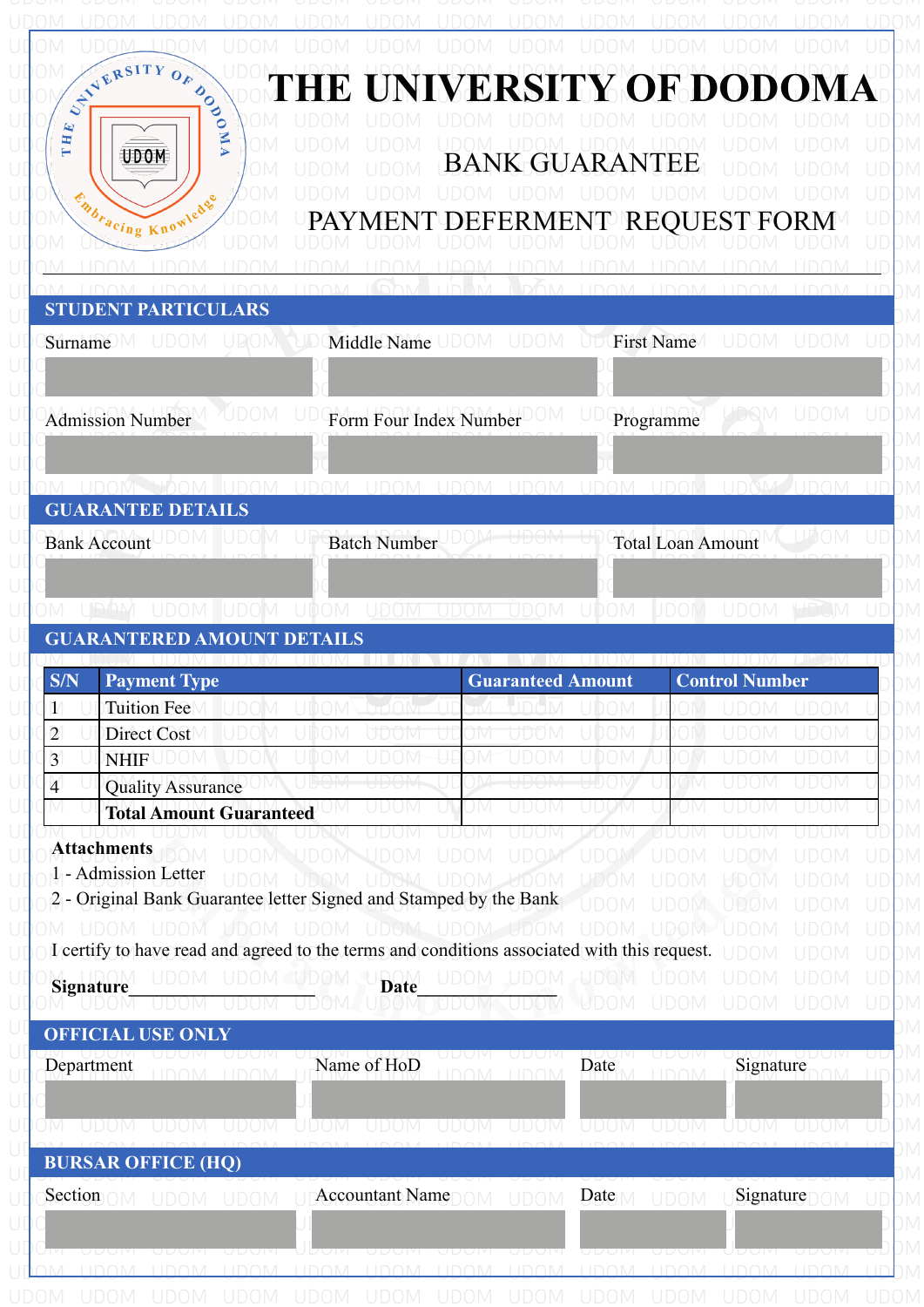# THE UNIVERSITY OF DODOMA

## BANK GUARANTEE

## PAYMENT DEFERMENT REQUEST FORM

### STUDENT PARTICULARS

| Surname | Middle Name | First Name |
|---|---|---|
| | | |

| Admission Number | Form Four Index Number | Programme |
|---|---|---|
| | | |

### GUARANTEE DETAILS

| Bank Account | Batch Number | Total Loan Amount |
|---|---|---|
| | | |

### GUARANTERED AMOUNT DETAILS

| S/N | Payment Type | Guaranteed Amount | Control Number |
|---|---|---|---|
| 1 | Tuition Fee | | |
| 2 | Direct Cost | | |
| 3 | NHIF | | |
| 4 | Quality Assurance | | |
| | **Total Amount Guaranteed** | | |

**Attachments**

1 - Admission Letter

2 - Original Bank Guarantee letter Signed and Stamped by the Bank

I certify to have read and agreed to the terms and conditions associated with this request.

**Signature**____________________ **Date**______________

### OFFICIAL USE ONLY

| Department | Name of HoD | Date | Signature |
|---|---|---|---|
| | | | |

### BURSAR OFFICE (HQ)

| Section | Accountant Name | Date | Signature |
|---|---|---|---|
| | | | |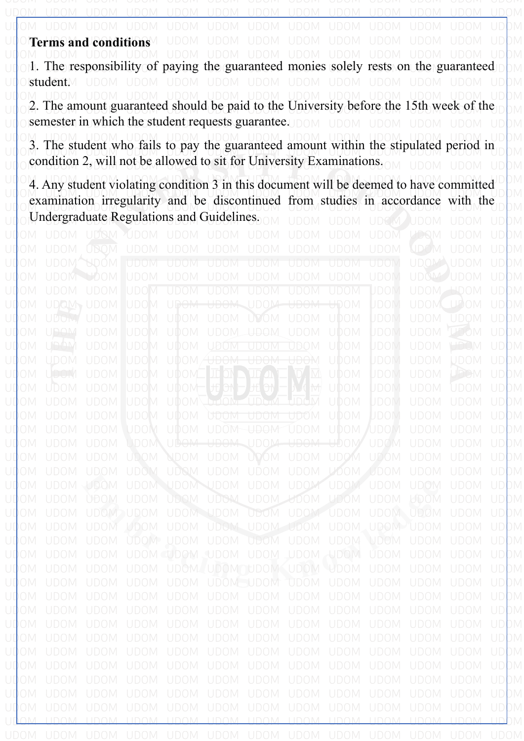**Terms and conditions**

1. The responsibility of paying the guaranteed monies solely rests on the guaranteed student.

2. The amount guaranteed should be paid to the University before the 15th week of the semester in which the student requests guarantee.

3. The student who fails to pay the guaranteed amount within the stipulated period in condition 2, will not be allowed to sit for University Examinations.

4. Any student violating condition 3 in this document will be deemed to have committed examination irregularity and be discontinued from studies in accordance with the Undergraduate Regulations and Guidelines.